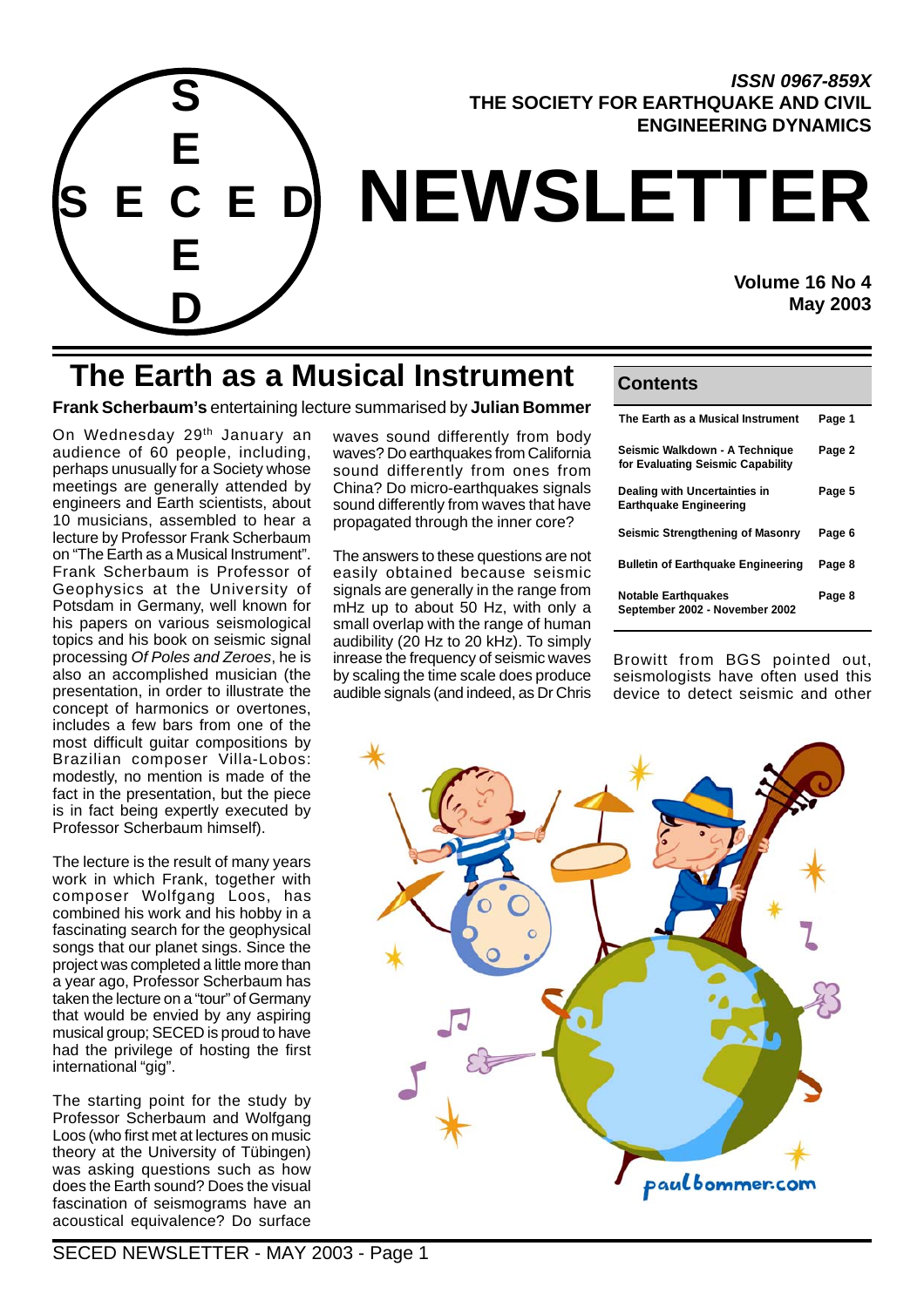ISSN 0967-859X

**THE SOCIETY FOR EARTHQUAKE AND CIVIL ENGINEERING DYNAMICS**

# NEWSLETTER

**Volume 16 No 4**
**May 2003**

## Contents

| Title | Page |
|---|---|
| The Earth as a Musical Instrument | Page 1 |
| Seismic Walkdown - A Technique for Evaluating Seismic Capability | Page 2 |
| Dealing with Uncertainties in Earthquake Engineering | Page 5 |
| Seismic Strengthening of Masonry | Page 6 |
| Bulletin of Earthquake Engineering | Page 8 |
| Notable Earthquakes September 2002 - November 2002 | Page 8 |

# The Earth as a Musical Instrument

**Frank Scherbaum's** entertaining lecture summarised by **Julian Bommer**

On Wednesday 29th January an audience of 60 people, including, perhaps unusually for a Society whose meetings are generally attended by engineers and Earth scientists, about 10 musicians, assembled to hear a lecture by Professor Frank Scherbaum on "The Earth as a Musical Instrument". Frank Scherbaum is Professor of Geophysics at the University of Potsdam in Germany, well known for his papers on various seismological topics and his book on seismic signal processing *Of Poles and Zeroes*, he is also an accomplished musician (the presentation, in order to illustrate the concept of harmonics or overtones, includes a few bars from one of the most difficult guitar compositions by Brazilian composer Villa-Lobos: modestly, no mention is made of the fact in the presentation, but the piece is in fact being expertly executed by Professor Scherbaum himself).

The lecture is the result of many years work in which Frank, together with composer Wolfgang Loos, has combined his work and his hobby in a fascinating search for the geophysical songs that our planet sings. Since the project was completed a little more than a year ago, Professor Scherbaum has taken the lecture on a "tour" of Germany that would be envied by any aspiring musical group; SECED is proud to have had the privilege of hosting the first international "gig".

The starting point for the study by Professor Scherbaum and Wolfgang Loos (who first met at lectures on music theory at the University of Tübingen) was asking questions such as how does the Earth sound? Does the visual fascination of seismograms have an acoustical equivalence? Do surface waves sound differently from body waves? Do earthquakes from California sound differently from ones from China? Do micro-earthquakes signals sound differently from waves that have propagated through the inner core?

The answers to these questions are not easily obtained because seismic signals are generally in the range from mHz up to about 50 Hz, with only a small overlap with the range of human audibility (20 Hz to 20 kHz). To simply inrease the frequency of seismic waves by scaling the time scale does produce audible signals (and indeed, as Dr Chris Browitt from BGS pointed out, seismologists have often used this device to detect seismic and other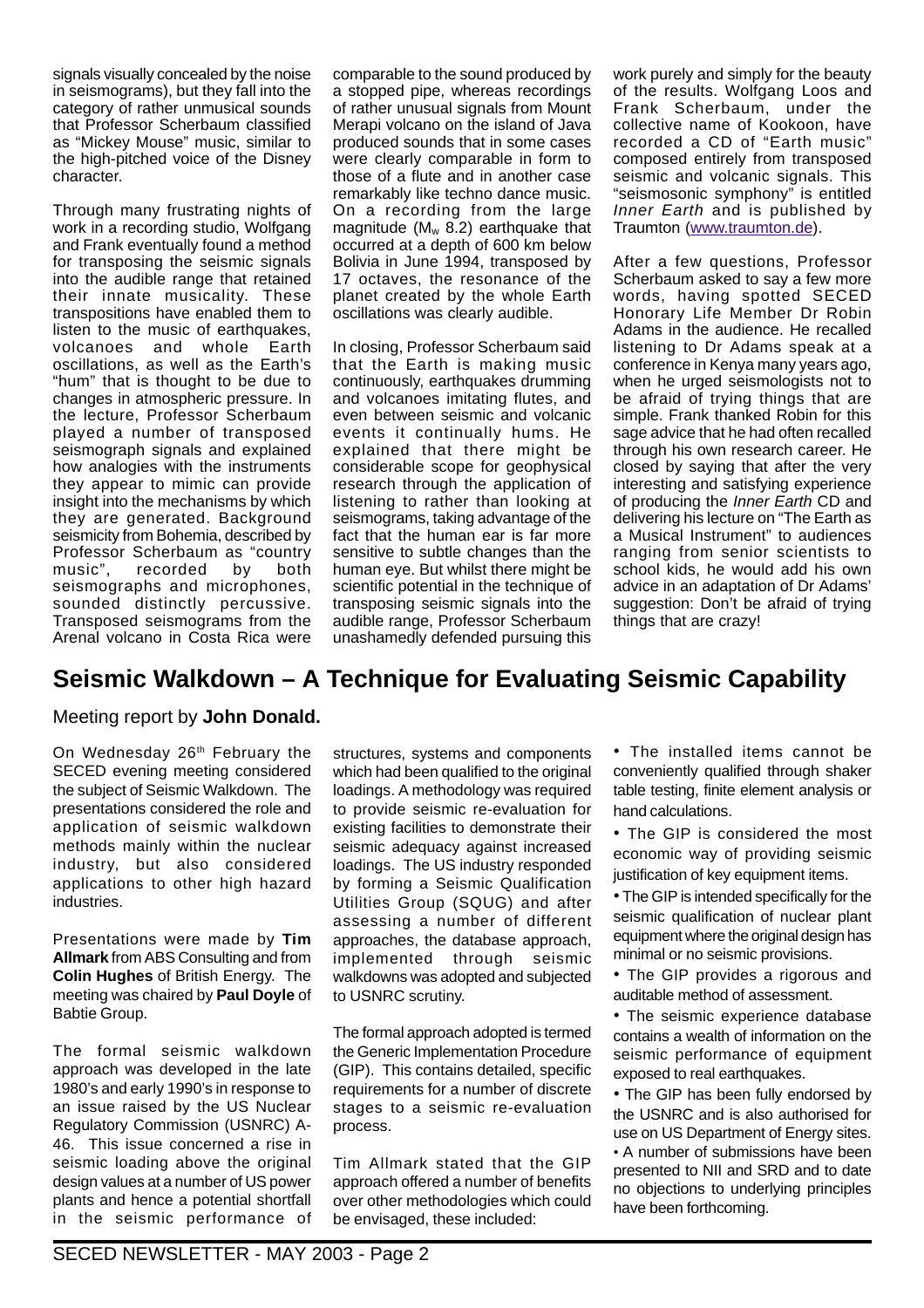signals visually concealed by the noise in seismograms), but they fall into the category of rather unmusical sounds that Professor Scherbaum classified as "Mickey Mouse" music, similar to the high-pitched voice of the Disney character.

Through many frustrating nights of work in a recording studio, Wolfgang and Frank eventually found a method for transposing the seismic signals into the audible range that retained their innate musicality. These transpositions have enabled them to listen to the music of earthquakes, volcanoes and whole Earth oscillations, as well as the Earth's "hum" that is thought to be due to changes in atmospheric pressure. In the lecture, Professor Scherbaum played a number of transposed seismograph signals and explained how analogies with the instruments they appear to mimic can provide insight into the mechanisms by which they are generated. Background seismicity from Bohemia, described by Professor Scherbaum as "country music", recorded by both seismographs and microphones, sounded distinctly percussive. Transposed seismograms from the Arenal volcano in Costa Rica were comparable to the sound produced by a stopped pipe, whereas recordings of rather unusual signals from Mount Merapi volcano on the island of Java produced sounds that in some cases were clearly comparable in form to those of a flute and in another case remarkably like techno dance music. On a recording from the large magnitude ($M_w$ 8.2) earthquake that occurred at a depth of 600 km below Bolivia in June 1994, transposed by 17 octaves, the resonance of the planet created by the whole Earth oscillations was clearly audible.

In closing, Professor Scherbaum said that the Earth is making music continuously, earthquakes drumming and volcanoes imitating flutes, and even between seismic and volcanic events it continually hums. He explained that there might be considerable scope for geophysical research through the application of listening to rather than looking at seismograms, taking advantage of the fact that the human ear is far more sensitive to subtle changes than the human eye. But whilst there might be scientific potential in the technique of transposing seismic signals into the audible range, Professor Scherbaum unashamedly defended pursuing this work purely and simply for the beauty of the results. Wolfgang Loos and Frank Scherbaum, under the collective name of Kookoon, have recorded a CD of "Earth music" composed entirely from transposed seismic and volcanic signals. This "seismosonic symphony" is entitled *Inner Earth* and is published by Traumton (www.traumton.de).

After a few questions, Professor Scherbaum asked to say a few more words, having spotted SECED Honorary Life Member Dr Robin Adams in the audience. He recalled listening to Dr Adams speak at a conference in Kenya many years ago, when he urged seismologists not to be afraid of trying things that are simple. Frank thanked Robin for this sage advice that he had often recalled through his own research career. He closed by saying that after the very interesting and satisfying experience of producing the *Inner Earth* CD and delivering his lecture on "The Earth as a Musical Instrument" to audiences ranging from senior scientists to school kids, he would add his own advice in an adaptation of Dr Adams' suggestion: Don't be afraid of trying things that are crazy!

# Seismic Walkdown – A Technique for Evaluating Seismic Capability

Meeting report by **John Donald.**

On Wednesday 26th February the SECED evening meeting considered the subject of Seismic Walkdown. The presentations considered the role and application of seismic walkdown methods mainly within the nuclear industry, but also considered applications to other high hazard industries.

Presentations were made by **Tim Allmark** from ABS Consulting and from **Colin Hughes** of British Energy. The meeting was chaired by **Paul Doyle** of Babtie Group.

The formal seismic walkdown approach was developed in the late 1980's and early 1990's in response to an issue raised by the US Nuclear Regulatory Commission (USNRC) A-46. This issue concerned a rise in seismic loading above the original design values at a number of US power plants and hence a potential shortfall in the seismic performance of structures, systems and components which had been qualified to the original loadings. A methodology was required to provide seismic re-evaluation for existing facilities to demonstrate their seismic adequacy against increased loadings. The US industry responded by forming a Seismic Qualification Utilities Group (SQUG) and after assessing a number of different approaches, the database approach, implemented through seismic walkdowns was adopted and subjected to USNRC scrutiny.

The formal approach adopted is termed the Generic Implementation Procedure (GIP). This contains detailed, specific requirements for a number of discrete stages to a seismic re-evaluation process.

Tim Allmark stated that the GIP approach offered a number of benefits over other methodologies which could be envisaged, these included:

- The installed items cannot be conveniently qualified through shaker table testing, finite element analysis or hand calculations.
- The GIP is considered the most economic way of providing seismic justification of key equipment items.
- The GIP is intended specifically for the seismic qualification of nuclear plant equipment where the original design has minimal or no seismic provisions.
- The GIP provides a rigorous and auditable method of assessment.
- The seismic experience database contains a wealth of information on the seismic performance of equipment exposed to real earthquakes.
- The GIP has been fully endorsed by the USNRC and is also authorised for use on US Department of Energy sites.
- A number of submissions have been presented to NII and SRD and to date no objections to underlying principles have been forthcoming.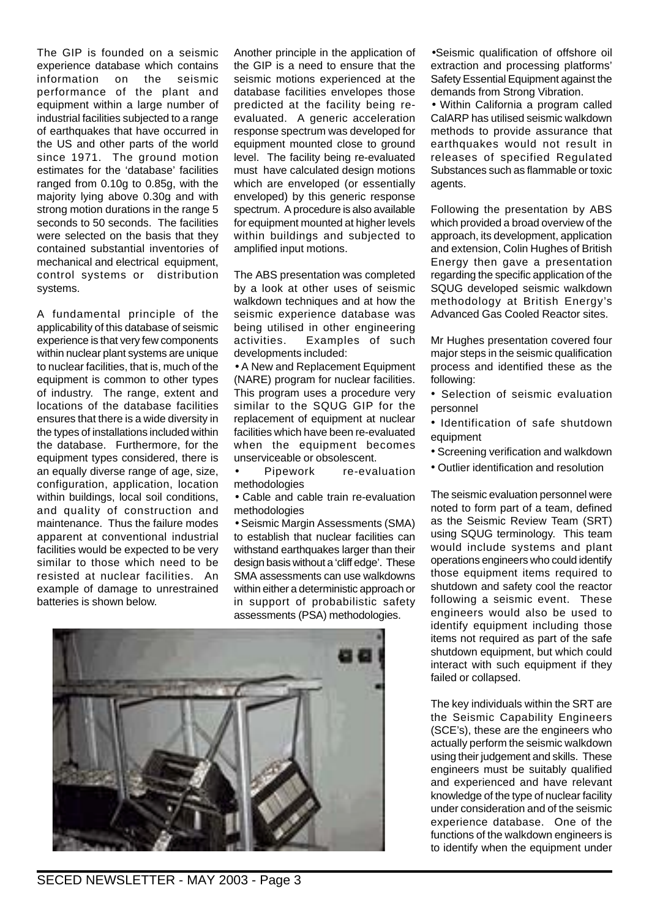The GIP is founded on a seismic experience database which contains information on the seismic performance of the plant and equipment within a large number of industrial facilities subjected to a range of earthquakes that have occurred in the US and other parts of the world since 1971. The ground motion estimates for the 'database' facilities ranged from 0.10g to 0.85g, with the majority lying above 0.30g and with strong motion durations in the range 5 seconds to 50 seconds. The facilities were selected on the basis that they contained substantial inventories of mechanical and electrical equipment, control systems or distribution systems.

A fundamental principle of the applicability of this database of seismic experience is that very few components within nuclear plant systems are unique to nuclear facilities, that is, much of the equipment is common to other types of industry. The range, extent and locations of the database facilities ensures that there is a wide diversity in the types of installations included within the database. Furthermore, for the equipment types considered, there is an equally diverse range of age, size, configuration, application, location within buildings, local soil conditions, and quality of construction and maintenance. Thus the failure modes apparent at conventional industrial facilities would be expected to be very similar to those which need to be resisted at nuclear facilities. An example of damage to unrestrained batteries is shown below.

Another principle in the application of the GIP is a need to ensure that the seismic motions experienced at the database facilities envelopes those predicted at the facility being re-evaluated. A generic acceleration response spectrum was developed for equipment mounted close to ground level. The facility being re-evaluated must have calculated design motions which are enveloped (or essentially enveloped) by this generic response spectrum. A procedure is also available for equipment mounted at higher levels within buildings and subjected to amplified input motions.

The ABS presentation was completed by a look at other uses of seismic walkdown techniques and at how the seismic experience database was being utilised in other engineering activities. Examples of such developments included:

- A New and Replacement Equipment (NARE) program for nuclear facilities. This program uses a procedure very similar to the SQUG GIP for the replacement of equipment at nuclear facilities which have been re-evaluated when the equipment becomes unserviceable or obsolescent.
- Pipework re-evaluation methodologies
- Cable and cable train re-evaluation methodologies
- Seismic Margin Assessments (SMA) to establish that nuclear facilities can withstand earthquakes larger than their design basis without a 'cliff edge'. These SMA assessments can use walkdowns within either a deterministic approach or in support of probabilistic safety assessments (PSA) methodologies.
- Seismic qualification of offshore oil extraction and processing platforms' Safety Essential Equipment against the demands from Strong Vibration.
- Within California a program called CalARP has utilised seismic walkdown methods to provide assurance that earthquakes would not result in releases of specified Regulated Substances such as flammable or toxic agents.

Following the presentation by ABS which provided a broad overview of the approach, its development, application and extension, Colin Hughes of British Energy then gave a presentation regarding the specific application of the SQUG developed seismic walkdown methodology at British Energy's Advanced Gas Cooled Reactor sites.

Mr Hughes presentation covered four major steps in the seismic qualification process and identified these as the following:

- Selection of seismic evaluation personnel
- Identification of safe shutdown equipment
- Screening verification and walkdown
- Outlier identification and resolution

The seismic evaluation personnel were noted to form part of a team, defined as the Seismic Review Team (SRT) using SQUG terminology. This team would include systems and plant operations engineers who could identify those equipment items required to shutdown and safety cool the reactor following a seismic event. These engineers would also be used to identify equipment including those items not required as part of the safe shutdown equipment, but which could interact with such equipment if they failed or collapsed.

The key individuals within the SRT are the Seismic Capability Engineers (SCE's), these are the engineers who actually perform the seismic walkdown using their judgement and skills. These engineers must be suitably qualified and experienced and have relevant knowledge of the type of nuclear facility under consideration and of the seismic experience database. One of the functions of the walkdown engineers is to identify when the equipment under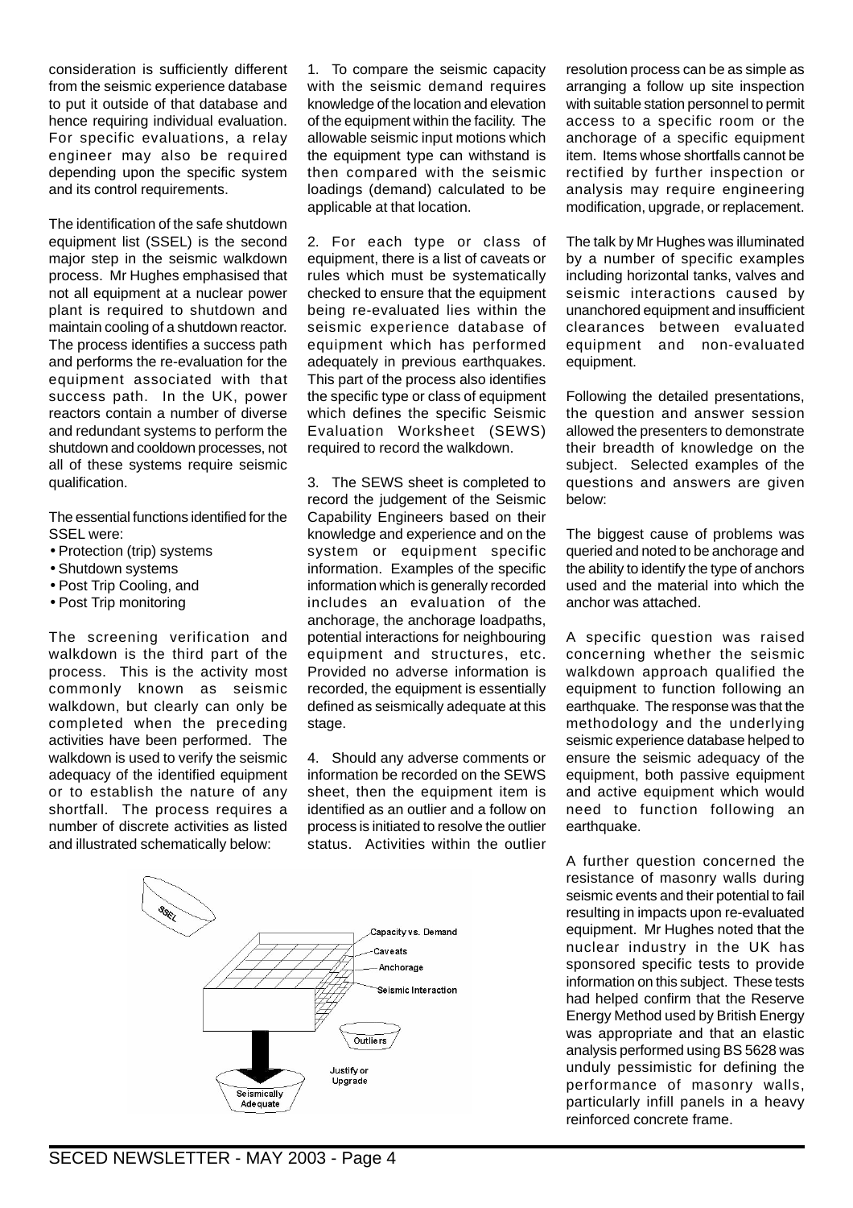consideration is sufficiently different from the seismic experience database to put it outside of that database and hence requiring individual evaluation. For specific evaluations, a relay engineer may also be required depending upon the specific system and its control requirements.

The identification of the safe shutdown equipment list (SSEL) is the second major step in the seismic walkdown process. Mr Hughes emphasised that not all equipment at a nuclear power plant is required to shutdown and maintain cooling of a shutdown reactor. The process identifies a success path and performs the re-evaluation for the equipment associated with that success path. In the UK, power reactors contain a number of diverse and redundant systems to perform the shutdown and cooldown processes, not all of these systems require seismic qualification.

The essential functions identified for the SSEL were:

- Protection (trip) systems
- Shutdown systems
- Post Trip Cooling, and
- Post Trip monitoring

The screening verification and walkdown is the third part of the process. This is the activity most commonly known as seismic walkdown, but clearly can only be completed when the preceding activities have been performed. The walkdown is used to verify the seismic adequacy of the identified equipment or to establish the nature of any shortfall. The process requires a number of discrete activities as listed and illustrated schematically below:

1. To compare the seismic capacity with the seismic demand requires knowledge of the location and elevation of the equipment within the facility. The allowable seismic input motions which the equipment type can withstand is then compared with the seismic loadings (demand) calculated to be applicable at that location.

2. For each type or class of equipment, there is a list of caveats or rules which must be systematically checked to ensure that the equipment being re-evaluated lies within the seismic experience database of equipment which has performed adequately in previous earthquakes. This part of the process also identifies the specific type or class of equipment which defines the specific Seismic Evaluation Worksheet (SEWS) required to record the walkdown.

3. The SEWS sheet is completed to record the judgement of the Seismic Capability Engineers based on their knowledge and experience and on the system or equipment specific information. Examples of the specific information which is generally recorded includes an evaluation of the anchorage, the anchorage loadpaths, potential interactions for neighbouring equipment and structures, etc. Provided no adverse information is recorded, the equipment is essentially defined as seismically adequate at this stage.

4. Should any adverse comments or information be recorded on the SEWS sheet, then the equipment item is identified as an outlier and a follow on process is initiated to resolve the outlier status. Activities within the outlier resolution process can be as simple as arranging a follow up site inspection with suitable station personnel to permit access to a specific room or the anchorage of a specific equipment item. Items whose shortfalls cannot be rectified by further inspection or analysis may require engineering modification, upgrade, or replacement.

The talk by Mr Hughes was illuminated by a number of specific examples including horizontal tanks, valves and seismic interactions caused by unanchored equipment and insufficient clearances between evaluated equipment and non-evaluated equipment.

Following the detailed presentations, the question and answer session allowed the presenters to demonstrate their breadth of knowledge on the subject. Selected examples of the questions and answers are given below:

The biggest cause of problems was queried and noted to be anchorage and the ability to identify the type of anchors used and the material into which the anchor was attached.

A specific question was raised concerning whether the seismic walkdown approach qualified the equipment to function following an earthquake. The response was that the methodology and the underlying seismic experience database helped to ensure the seismic adequacy of the equipment, both passive equipment and active equipment which would need to function following an earthquake.

A further question concerned the resistance of masonry walls during seismic events and their potential to fail resulting in impacts upon re-evaluated equipment. Mr Hughes noted that the nuclear industry in the UK has sponsored specific tests to provide information on this subject. These tests had helped confirm that the Reserve Energy Method used by British Energy was appropriate and that an elastic analysis performed using BS 5628 was unduly pessimistic for defining the performance of masonry walls, particularly infill panels in a heavy reinforced concrete frame.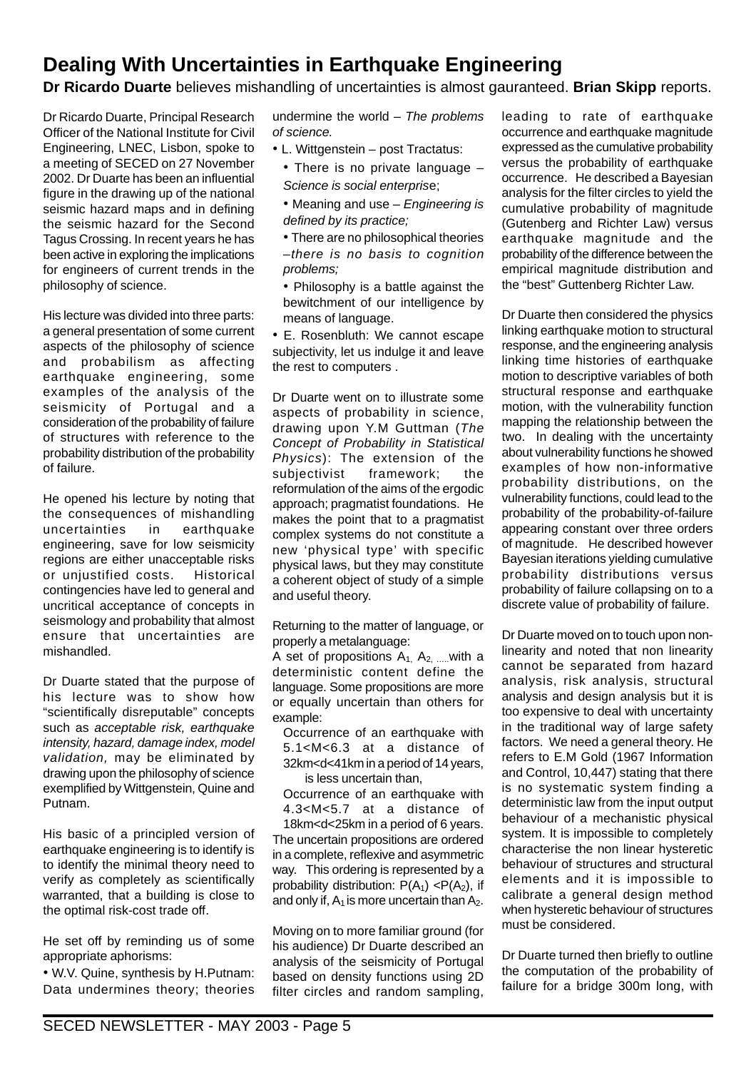# Dealing With Uncertainties in Earthquake Engineering

**Dr Ricardo Duarte** believes mishandling of uncertainties is almost gauranteed. **Brian Skipp** reports.

Dr Ricardo Duarte, Principal Research Officer of the National Institute for Civil Engineering, LNEC, Lisbon, spoke to a meeting of SECED on 27 November 2002. Dr Duarte has been an influential figure in the drawing up of the national seismic hazard maps and in defining the seismic hazard for the Second Tagus Crossing. In recent years he has been active in exploring the implications for engineers of current trends in the philosophy of science.

His lecture was divided into three parts: a general presentation of some current aspects of the philosophy of science and probabilism as affecting earthquake engineering, some examples of the analysis of the seismicity of Portugal and a consideration of the probability of failure of structures with reference to the probability distribution of the probability of failure.

He opened his lecture by noting that the consequences of mishandling uncertainties in earthquake engineering, save for low seismicity regions are either unacceptable risks or unjustified costs. Historical contingencies have led to general and uncritical acceptance of concepts in seismology and probability that almost ensure that uncertainties are mishandled.

Dr Duarte stated that the purpose of his lecture was to show how "scientifically disreputable" concepts such as *acceptable risk, earthquake intensity, hazard, damage index, model validation,* may be eliminated by drawing upon the philosophy of science exemplified by Wittgenstein, Quine and Putnam.

His basic of a principled version of earthquake engineering is to identify is to identify the minimal theory need to verify as completely as scientifically warranted, that a building is close to the optimal risk-cost trade off.

He set off by reminding us of some appropriate aphorisms:

- W.V. Quine, synthesis by H.Putnam: Data undermines theory; theories undermine the world – *The problems of science.*
- L. Wittgenstein – post Tractatus:
  - There is no private language – *Science is social enterprise*;
  - Meaning and use – *Engineering is defined by its practice;*
  - There are no philosophical theories –*there is no basis to cognition problems;*
  - Philosophy is a battle against the bewitchment of our intelligence by means of language.
- E. Rosenbluth: We cannot escape subjectivity, let us indulge it and leave the rest to computers .

Dr Duarte went on to illustrate some aspects of probability in science, drawing upon Y.M Guttman (*The Concept of Probability in Statistical Physics*): The extension of the subjectivist framework; the reformulation of the aims of the ergodic approach; pragmatist foundations. He makes the point that to a pragmatist complex systems do not constitute a new 'physical type' with specific physical laws, but they may constitute a coherent object of study of a simple and useful theory.

Returning to the matter of language, or properly a metalanguage:

A set of propositions $A_1$, $A_2$, .....with a deterministic content define the language. Some propositions are more or equally uncertain than others for example:

> Occurrence of an earthquake with $5.1<M<6.3$ at a distance of $32km<d<41km$ in a period of 14 years,
>
> is less uncertain than,
>
> Occurrence of an earthquake with $4.3<M<5.7$ at a distance of $18km<d<25km$ in a period of 6 years.

The uncertain propositions are ordered in a complete, reflexive and asymmetric way. This ordering is represented by a probability distribution: $P(A_1) < P(A_2)$, if and only if, $A_1$ is more uncertain than $A_2$.

Moving on to more familiar ground (for his audience) Dr Duarte described an analysis of the seismicity of Portugal based on density functions using 2D filter circles and random sampling, leading to rate of earthquake occurrence and earthquake magnitude expressed as the cumulative probability versus the probability of earthquake occurrence. He described a Bayesian analysis for the filter circles to yield the cumulative probability of magnitude (Gutenberg and Richter Law) versus earthquake magnitude and the probability of the difference between the empirical magnitude distribution and the "best" Guttenberg Richter Law.

Dr Duarte then considered the physics linking earthquake motion to structural response, and the engineering analysis linking time histories of earthquake motion to descriptive variables of both structural response and earthquake motion, with the vulnerability function mapping the relationship between the two. In dealing with the uncertainty about vulnerability functions he showed examples of how non-informative probability distributions, on the vulnerability functions, could lead to the probability of the probability-of-failure appearing constant over three orders of magnitude. He described however Bayesian iterations yielding cumulative probability distributions versus probability of failure collapsing on to a discrete value of probability of failure.

Dr Duarte moved on to touch upon non-linearity and noted that non linearity cannot be separated from hazard analysis, risk analysis, structural analysis and design analysis but it is too expensive to deal with uncertainty in the traditional way of large safety factors. We need a general theory. He refers to E.M Gold (1967 Information and Control, 10,447) stating that there is no systematic system finding a deterministic law from the input output behaviour of a mechanistic physical system. It is impossible to completely characterise the non linear hysteretic behaviour of structures and structural elements and it is impossible to calibrate a general design method when hysteretic behaviour of structures must be considered.

Dr Duarte turned then briefly to outline the computation of the probability of failure for a bridge 300m long, with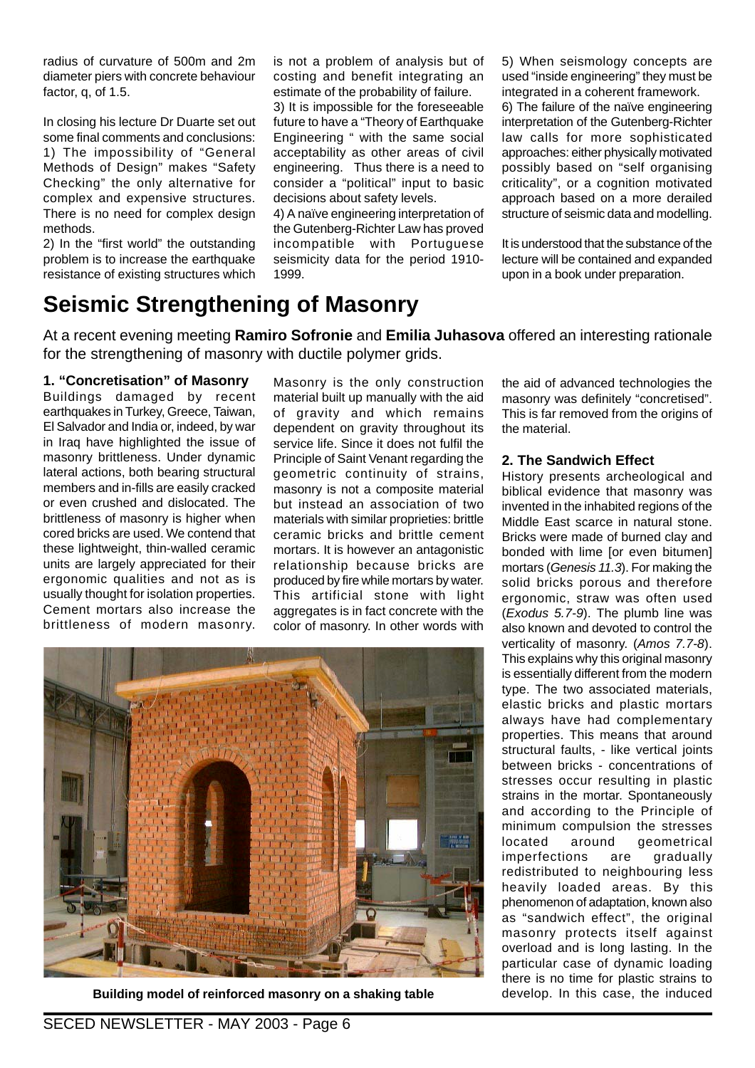radius of curvature of 500m and 2m diameter piers with concrete behaviour factor, q, of 1.5.

In closing his lecture Dr Duarte set out some final comments and conclusions:

1) The impossibility of "General Methods of Design" makes "Safety Checking" the only alternative for complex and expensive structures. There is no need for complex design methods.

2) In the "first world" the outstanding problem is to increase the earthquake resistance of existing structures which is not a problem of analysis but of costing and benefit integrating an estimate of the probability of failure.

3) It is impossible for the foreseeable future to have a "Theory of Earthquake Engineering " with the same social acceptability as other areas of civil engineering. Thus there is a need to consider a "political" input to basic decisions about safety levels.

4) A naïve engineering interpretation of the Gutenberg-Richter Law has proved incompatible with Portuguese seismicity data for the period 1910-1999.

5) When seismology concepts are used "inside engineering" they must be integrated in a coherent framework.

6) The failure of the naïve engineering interpretation of the Gutenberg-Richter law calls for more sophisticated approaches: either physically motivated possibly based on "self organising criticality", or a cognition motivated approach based on a more derailed structure of seismic data and modelling.

It is understood that the substance of the lecture will be contained and expanded upon in a book under preparation.

# Seismic Strengthening of Masonry

At a recent evening meeting **Ramiro Sofronie** and **Emilia Juhasova** offered an interesting rationale for the strengthening of masonry with ductile polymer grids.

### 1. "Concretisation" of Masonry

Buildings damaged by recent earthquakes in Turkey, Greece, Taiwan, El Salvador and India or, indeed, by war in Iraq have highlighted the issue of masonry brittleness. Under dynamic lateral actions, both bearing structural members and in-fills are easily cracked or even crushed and dislocated. The brittleness of masonry is higher when cored bricks are used. We contend that these lightweight, thin-walled ceramic units are largely appreciated for their ergonomic qualities and not as is usually thought for isolation properties. Cement mortars also increase the brittleness of modern masonry. Masonry is the only construction material built up manually with the aid of gravity and which remains dependent on gravity throughout its service life. Since it does not fulfil the Principle of Saint Venant regarding the geometric continuity of strains, masonry is not a composite material but instead an association of two materials with similar proprieties: brittle ceramic bricks and brittle cement mortars. It is however an antagonistic relationship because bricks are produced by fire while mortars by water. This artificial stone with light aggregates is in fact concrete with the color of masonry. In other words with the aid of advanced technologies the masonry was definitely "concretised". This is far removed from the origins of the material.

**Building model of reinforced masonry on a shaking table**

### 2. The Sandwich Effect

History presents archeological and biblical evidence that masonry was invented in the inhabited regions of the Middle East scarce in natural stone. Bricks were made of burned clay and bonded with lime [or even bitumen] mortars (*Genesis 11.3*). For making the solid bricks porous and therefore ergonomic, straw was often used (*Exodus 5.7-9*). The plumb line was also known and devoted to control the verticality of masonry. (*Amos 7.7-8*). This explains why this original masonry is essentially different from the modern type. The two associated materials, elastic bricks and plastic mortars always have had complementary properties. This means that around structural faults, - like vertical joints between bricks - concentrations of stresses occur resulting in plastic strains in the mortar. Spontaneously and according to the Principle of minimum compulsion the stresses located around geometrical imperfections are gradually redistributed to neighbouring less heavily loaded areas. By this phenomenon of adaptation, known also as "sandwich effect", the original masonry protects itself against overload and is long lasting. In the particular case of dynamic loading there is no time for plastic strains to develop. In this case, the induced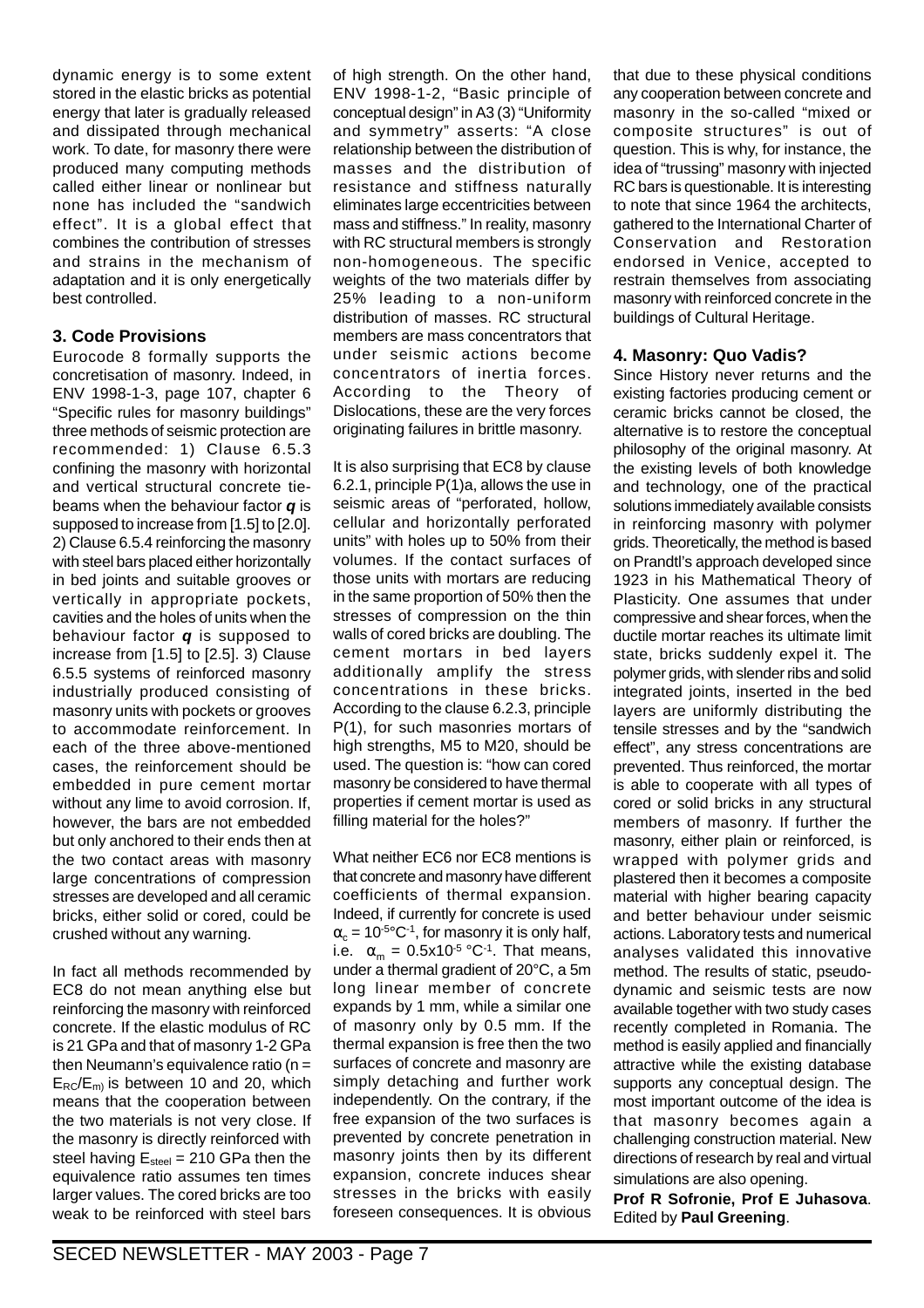dynamic energy is to some extent stored in the elastic bricks as potential energy that later is gradually released and dissipated through mechanical work. To date, for masonry there were produced many computing methods called either linear or nonlinear but none has included the "sandwich effect". It is a global effect that combines the contribution of stresses and strains in the mechanism of adaptation and it is only energetically best controlled.

### 3. Code Provisions

Eurocode 8 formally supports the concretisation of masonry. Indeed, in ENV 1998-1-3, page 107, chapter 6 "Specific rules for masonry buildings" three methods of seismic protection are recommended: 1) Clause 6.5.3 confining the masonry with horizontal and vertical structural concrete tie-beams when the behaviour factor ***q*** is supposed to increase from [1.5] to [2.0]. 2) Clause 6.5.4 reinforcing the masonry with steel bars placed either horizontally in bed joints and suitable grooves or vertically in appropriate pockets, cavities and the holes of units when the behaviour factor ***q*** is supposed to increase from [1.5] to [2.5]. 3) Clause 6.5.5 systems of reinforced masonry industrially produced consisting of masonry units with pockets or grooves to accommodate reinforcement. In each of the three above-mentioned cases, the reinforcement should be embedded in pure cement mortar without any lime to avoid corrosion. If, however, the bars are not embedded but only anchored to their ends then at the two contact areas with masonry large concentrations of compression stresses are developed and all ceramic bricks, either solid or cored, could be crushed without any warning.

In fact all methods recommended by EC8 do not mean anything else but reinforcing the masonry with reinforced concrete. If the elastic modulus of RC is 21 GPa and that of masonry 1-2 GPa then Neumann's equivalence ratio ($n = E_{RC}/E_m$) is between 10 and 20, which means that the cooperation between the two materials is not very close. If the masonry is directly reinforced with steel having $E_{steel}$ = 210 GPa then the equivalence ratio assumes ten times larger values. The cored bricks are too weak to be reinforced with steel bars of high strength. On the other hand, ENV 1998-1-2, "Basic principle of conceptual design" in A3 (3) "Uniformity and symmetry" asserts: "A close relationship between the distribution of masses and the distribution of resistance and stiffness naturally eliminates large eccentricities between mass and stiffness." In reality, masonry with RC structural members is strongly non-homogeneous. The specific weights of the two materials differ by 25% leading to a non-uniform distribution of masses. RC structural members are mass concentrators that under seismic actions become concentrators of inertia forces. According to the Theory of Dislocations, these are the very forces originating failures in brittle masonry.

It is also surprising that EC8 by clause 6.2.1, principle P(1)a, allows the use in seismic areas of "perforated, hollow, cellular and horizontally perforated units" with holes up to 50% from their volumes. If the contact surfaces of those units with mortars are reducing in the same proportion of 50% then the stresses of compression on the thin walls of cored bricks are doubling. The cement mortars in bed layers additionally amplify the stress concentrations in these bricks. According to the clause 6.2.3, principle P(1), for such masonries mortars of high strengths, M5 to M20, should be used. The question is: "how can cored masonry be considered to have thermal properties if cement mortar is used as filling material for the holes?"

What neither EC6 nor EC8 mentions is that concrete and masonry have different coefficients of thermal expansion. Indeed, if currently for concrete is used $\alpha_c = 10^{-5}{}^\circ C^{-1}$, for masonry it is only half, i.e. $\alpha_m = 0.5 \times 10^{-5}\ {}^\circ C^{-1}$. That means, under a thermal gradient of 20°C, a 5m long linear member of concrete expands by 1 mm, while a similar one of masonry only by 0.5 mm. If the thermal expansion is free then the two surfaces of concrete and masonry are simply detaching and further work independently. On the contrary, if the free expansion of the two surfaces is prevented by concrete penetration in masonry joints then by its different expansion, concrete induces shear stresses in the bricks with easily foreseen consequences. It is obvious that due to these physical conditions any cooperation between concrete and masonry in the so-called "mixed or composite structures" is out of question. This is why, for instance, the idea of "trussing" masonry with injected RC bars is questionable. It is interesting to note that since 1964 the architects, gathered to the International Charter of Conservation and Restoration endorsed in Venice, accepted to restrain themselves from associating masonry with reinforced concrete in the buildings of Cultural Heritage.

### 4. Masonry: Quo Vadis?

Since History never returns and the existing factories producing cement or ceramic bricks cannot be closed, the alternative is to restore the conceptual philosophy of the original masonry. At the existing levels of both knowledge and technology, one of the practical solutions immediately available consists in reinforcing masonry with polymer grids. Theoretically, the method is based on Prandtl's approach developed since 1923 in his Mathematical Theory of Plasticity. One assumes that under compressive and shear forces, when the ductile mortar reaches its ultimate limit state, bricks suddenly expel it. The polymer grids, with slender ribs and solid integrated joints, inserted in the bed layers are uniformly distributing the tensile stresses and by the "sandwich effect", any stress concentrations are prevented. Thus reinforced, the mortar is able to cooperate with all types of cored or solid bricks in any structural members of masonry. If further the masonry, either plain or reinforced, is wrapped with polymer grids and plastered then it becomes a composite material with higher bearing capacity and better behaviour under seismic actions. Laboratory tests and numerical analyses validated this innovative method. The results of static, pseudo-dynamic and seismic tests are now available together with two study cases recently completed in Romania. The method is easily applied and financially attractive while the existing database supports any conceptual design. The most important outcome of the idea is that masonry becomes again a challenging construction material. New directions of research by real and virtual simulations are also opening.

**Prof R Sofronie, Prof E Juhasova**. Edited by **Paul Greening**.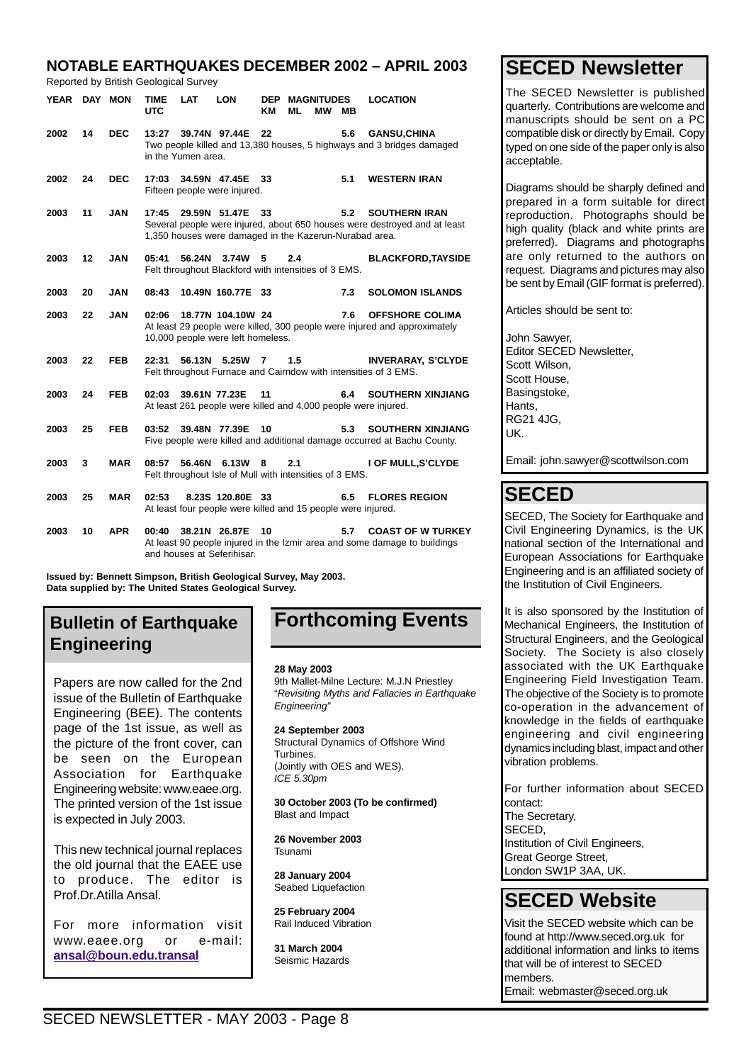## NOTABLE EARTHQUAKES DECEMBER 2002 – APRIL 2003

Reported by British Geological Survey

| YEAR | DAY | MON | TIME UTC | LAT | LON | DEP KM | ML | MW | MB | LOCATION |
|---|---|---|---|---|---|---|---|---|---|---|
| 2002 | 14 | DEC | 13:27 | 39.74N | 97.44E | 22 | | | 5.6 | GANSU,CHINA |
| | | | Two people killed and 13,380 houses, 5 highways and 3 bridges damaged in the Yumen area. | | | | | | | |
| 2002 | 24 | DEC | 17:03 | 34.59N | 47.45E | 33 | | | 5.1 | WESTERN IRAN |
| | | | Fifteen people were injured. | | | | | | | |
| 2003 | 11 | JAN | 17:45 | 29.59N | 51.47E | 33 | | | 5.2 | SOUTHERN IRAN |
| | | | Several people were injured, about 650 houses were destroyed and at least 1,350 houses were damaged in the Kazerun-Nurabad area. | | | | | | | |
| 2003 | 12 | JAN | 05:41 | 56.24N | 3.74W | 5 | 2.4 | | | BLACKFORD,TAYSIDE |
| | | | Felt throughout Blackford with intensities of 3 EMS. | | | | | | | |
| 2003 | 20 | JAN | 08:43 | 10.49N | 160.77E | 33 | | | 7.3 | SOLOMON ISLANDS |
| 2003 | 22 | JAN | 02:06 | 18.77N | 104.10W | 24 | | | 7.6 | OFFSHORE COLIMA |
| | | | At least 29 people were killed, 300 people were injured and approximately 10,000 people were left homeless. | | | | | | | |
| 2003 | 22 | FEB | 22:31 | 56.13N | 5.25W | 7 | 1.5 | | | INVERARAY, S'CLYDE |
| | | | Felt throughout Furnace and Cairndow with intensities of 3 EMS. | | | | | | | |
| 2003 | 24 | FEB | 02:03 | 39.61N | 77.23E | 11 | | | 6.4 | SOUTHERN XINJIANG |
| | | | At least 261 people were killed and 4,000 people were injured. | | | | | | | |
| 2003 | 25 | FEB | 03:52 | 39.48N | 77.39E | 10 | | | 5.3 | SOUTHERN XINJIANG |
| | | | Five people were killed and additional damage occurred at Bachu County. | | | | | | | |
| 2003 | 3 | MAR | 08:57 | 56.46N | 6.13W | 8 | 2.1 | | | I OF MULL,S'CLYDE |
| | | | Felt throughout Isle of Mull with intensities of 3 EMS. | | | | | | | |
| 2003 | 25 | MAR | 02:53 | 8.23S | 120.80E | 33 | | | 6.5 | FLORES REGION |
| | | | At least four people were killed and 15 people were injured. | | | | | | | |
| 2003 | 10 | APR | 00:40 | 38.21N | 26.87E | 10 | | | 5.7 | COAST OF W TURKEY |
| | | | At least 90 people injured in the Izmir area and some damage to buildings and houses at Seferihisar. | | | | | | | |

**Issued by: Bennett Simpson, British Geological Survey, May 2003.**
**Data supplied by: The United States Geological Survey.**

## Bulletin of Earthquake Engineering

Papers are now called for the 2nd issue of the Bulletin of Earthquake Engineering (BEE). The contents page of the 1st issue, as well as the picture of the front cover, can be seen on the European Association for Earthquake Engineering website: www.eaee.org. The printed version of the 1st issue is expected in July 2003.

This new technical journal replaces the old journal that the EAEE use to produce. The editor is Prof.Dr.Atilla Ansal.

For more information visit www.eaee.org or e-mail: **ansal@boun.edu.transal**

## Forthcoming Events

**28 May 2003**
9th Mallet-Milne Lecture: M.J.N Priestley
"*Revisiting Myths and Fallacies in Earthquake Engineering"*

**24 September 2003**
Structural Dynamics of Offshore Wind Turbines.
(Jointly with OES and WES).
*ICE 5.30pm*

**30 October 2003 (To be confirmed)**
Blast and Impact

**26 November 2003**
Tsunami

**28 January 2004**
Seabed Liquefaction

**25 February 2004**
Rail Induced Vibration

**31 March 2004**
Seismic Hazards

## SECED Newsletter

The SECED Newsletter is published quarterly. Contributions are welcome and manuscripts should be sent on a PC compatible disk or directly by Email. Copy typed on one side of the paper only is also acceptable.

Diagrams should be sharply defined and prepared in a form suitable for direct reproduction. Photographs should be high quality (black and white prints are preferred). Diagrams and photographs are only returned to the authors on request. Diagrams and pictures may also be sent by Email (GIF format is preferred).

Articles should be sent to:

John Sawyer,
Editor SECED Newsletter,
Scott Wilson,
Scott House,
Basingstoke,
Hants,
RG21 4JG,
UK.

Email: john.sawyer@scottwilson.com

## SECED

SECED, The Society for Earthquake and Civil Engineering Dynamics, is the UK national section of the International and European Associations for Earthquake Engineering and is an affiliated society of the Institution of Civil Engineers.

It is also sponsored by the Institution of Mechanical Engineers, the Institution of Structural Engineers, and the Geological Society. The Society is also closely associated with the UK Earthquake Engineering Field Investigation Team. The objective of the Society is to promote co-operation in the advancement of knowledge in the fields of earthquake engineering and civil engineering dynamics including blast, impact and other vibration problems.

For further information about SECED contact:
The Secretary,
SECED,
Institution of Civil Engineers,
Great George Street,
London SW1P 3AA, UK.

## SECED Website

Visit the SECED website which can be found at http://www.seced.org.uk for additional information and links to items that will be of interest to SECED members.
Email: webmaster@seced.org.uk